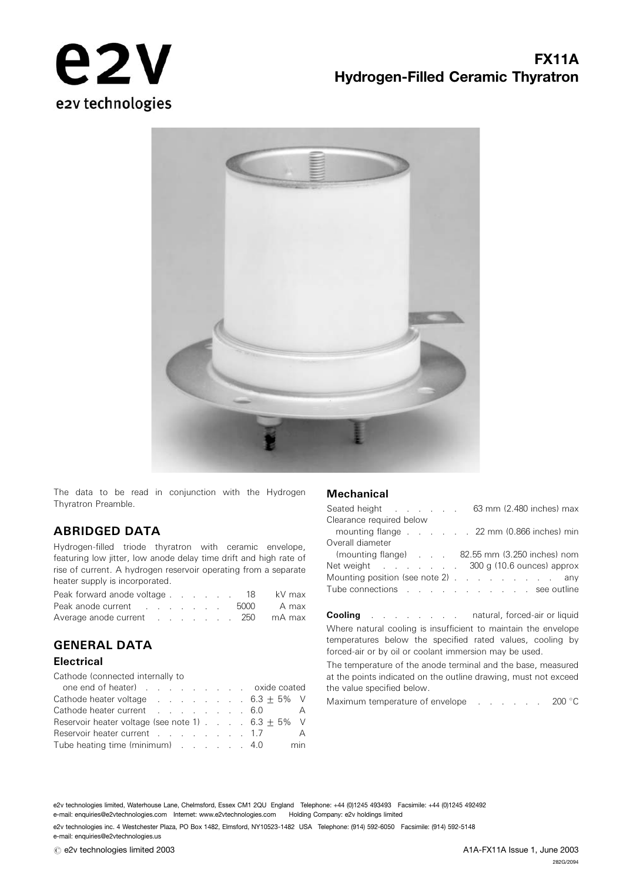# FX11A Hydrogen-Filled Ceramic Thyratron

The data to be read in conjunction with the Hydrogen Thyratron Preamble.

## ABRIDGED DATA

Hydrogen-filled triode thyratron with ceramic envelope, featuring low jitter, low anode delay time drift and high rate of rise of current. A hydrogen reservoir operating from a separate heater supply is incorporated.

| | | |
|---|---|---|
| Peak forward anode voltage | 18 | kV max |
| Peak anode current | 5000 | A max |
| Average anode current | 250 | mA max |

## GENERAL DATA

### Electrical

| | | |
|---|---|---|
| Cathode (connected internally to one end of heater) | oxide coated | |
| Cathode heater voltage | 6.3 ± 5% | V |
| Cathode heater current | 6.0 | A |
| Reservoir heater voltage (see note 1) | 6.3 ± 5% | V |
| Reservoir heater current | 1.7 | A |
| Tube heating time (minimum) | 4.0 | min |

### Mechanical

| | |
|---|---|
| Seated height | 63 mm (2.480 inches) max |
| Clearance required below mounting flange | 22 mm (0.866 inches) min |
| Overall diameter (mounting flange) | 82.55 mm (3.250 inches) nom |
| Net weight | 300 g (10.6 ounces) approx |
| Mounting position (see note 2) | any |
| Tube connections | see outline |

**Cooling** . . . . . . . . . natural, forced-air or liquid

Where natural cooling is insufficient to maintain the envelope temperatures below the specified rated values, cooling by forced-air or by oil or coolant immersion may be used.

The temperature of the anode terminal and the base, measured at the points indicated on the outline drawing, must not exceed the value specified below.

Maximum temperature of envelope . . . . . . . 200 °C

e2v technologies limited, Waterhouse Lane, Chelmsford, Essex CM1 2QU England Telephone: +44 (0)1245 493493 Facsimile: +44 (0)1245 492492
e-mail: enquiries@e2vtechnologies.com Internet: www.e2vtechnologies.com Holding Company: e2v holdings limited

e2v technologies inc. 4 Westchester Plaza, PO Box 1482, Elmsford, NY10523-1482 USA Telephone: (914) 592-6050 Facsimile: (914) 592-5148
e-mail: enquiries@e2vtechnologies.us

© e2v technologies limited 2003

A1A-FX11A Issue 1, June 2003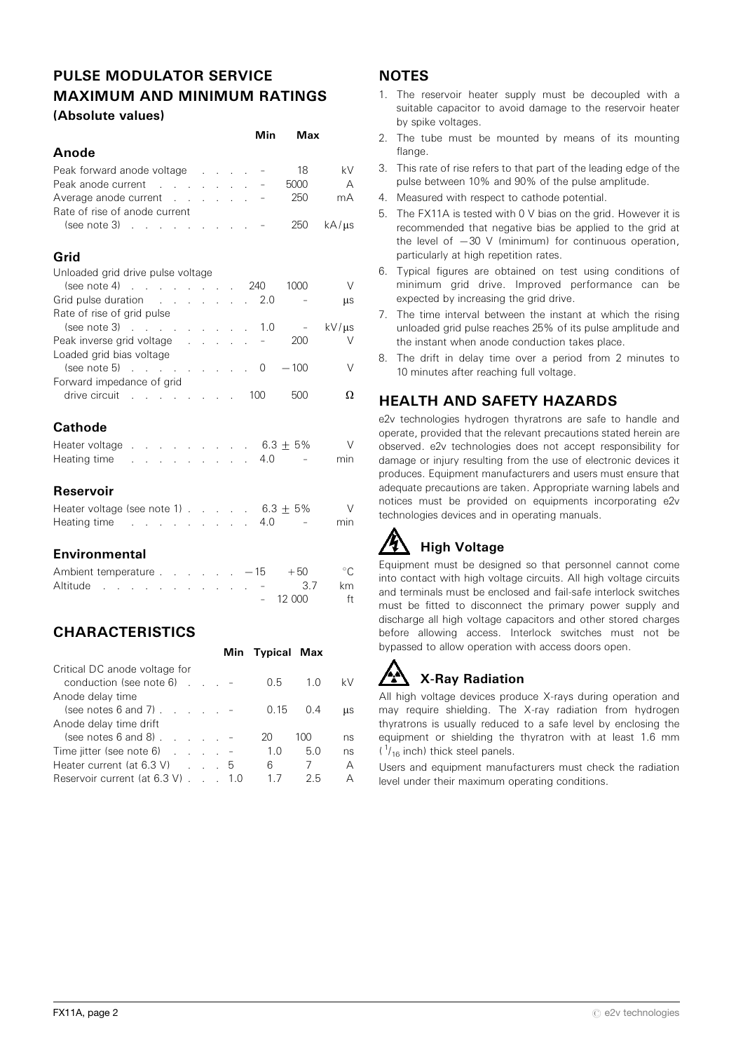## PULSE MODULATOR SERVICE MAXIMUM AND MINIMUM RATINGS

### (Absolute values)

| | Min | Max | |
|---|---|---|---|
| **Anode** | | | |
| Peak forward anode voltage | – | 18 | kV |
| Peak anode current | – | 5000 | A |
| Average anode current | – | 250 | mA |
| Rate of rise of anode current (see note 3) | – | 250 | kA/μs |
| **Grid** | | | |
| Unloaded grid drive pulse voltage (see note 4) | 240 | 1000 | V |
| Grid pulse duration | 2.0 | – | μs |
| Rate of rise of grid pulse (see note 3) | 1.0 | – | kV/μs |
| Peak inverse grid voltage | – | 200 | V |
| Loaded grid bias voltage (see note 5) | 0 | −100 | V |
| Forward impedance of grid drive circuit | 100 | 500 | Ω |
| **Cathode** | | | |
| Heater voltage | 6.3 ± 5% | | V |
| Heating time | 4.0 | – | min |
| **Reservoir** | | | |
| Heater voltage (see note 1) | 6.3 ± 5% | | V |
| Heating time | 4.0 | – | min |
| **Environmental** | | | |
| Ambient temperature | −15 | +50 | °C |
| Altitude | – | 3.7 | km |
| | – | 12 000 | ft |

## CHARACTERISTICS

| | Min | Typical | Max | |
|---|---|---|---|---|
| Critical DC anode voltage for conduction (see note 6) | – | 0.5 | 1.0 | kV |
| Anode delay time (see notes 6 and 7) | – | 0.15 | 0.4 | μs |
| Anode delay time drift (see notes 6 and 8) | – | 20 | 100 | ns |
| Time jitter (see note 6) | – | 1.0 | 5.0 | ns |
| Heater current (at 6.3 V) | 5 | 6 | 7 | A |
| Reservoir current (at 6.3 V) | 1.0 | 1.7 | 2.5 | A |

## NOTES

1. The reservoir heater supply must be decoupled with a suitable capacitor to avoid damage to the reservoir heater by spike voltages.
2. The tube must be mounted by means of its mounting flange.
3. This rate of rise refers to that part of the leading edge of the pulse between 10% and 90% of the pulse amplitude.
4. Measured with respect to cathode potential.
5. The FX11A is tested with 0 V bias on the grid. However it is recommended that negative bias be applied to the grid at the level of −30 V (minimum) for continuous operation, particularly at high repetition rates.
6. Typical figures are obtained on test using conditions of minimum grid drive. Improved performance can be expected by increasing the grid drive.
7. The time interval between the instant at which the rising unloaded grid pulse reaches 25% of its pulse amplitude and the instant when anode conduction takes place.
8. The drift in delay time over a period from 2 minutes to 10 minutes after reaching full voltage.

## HEALTH AND SAFETY HAZARDS

e2v technologies hydrogen thyratrons are safe to handle and operate, provided that the relevant precautions stated herein are observed. e2v technologies does not accept responsibility for damage or injury resulting from the use of electronic devices it produces. Equipment manufacturers and users must ensure that adequate precautions are taken. Appropriate warning labels and notices must be provided on equipments incorporating e2v technologies devices and in operating manuals.

### High Voltage

Equipment must be designed so that personnel cannot come into contact with high voltage circuits. All high voltage circuits and terminals must be enclosed and fail-safe interlock switches must be fitted to disconnect the primary power supply and discharge all high voltage capacitors and other stored charges before allowing access. Interlock switches must not be bypassed to allow operation with access doors open.

### X-Ray Radiation

All high voltage devices produce X-rays during operation and may require shielding. The X-ray radiation from hydrogen thyratrons is usually reduced to a safe level by enclosing the equipment or shielding the thyratron with at least 1.6 mm ($^1/_{16}$ inch) thick steel panels.

Users and equipment manufacturers must check the radiation level under their maximum operating conditions.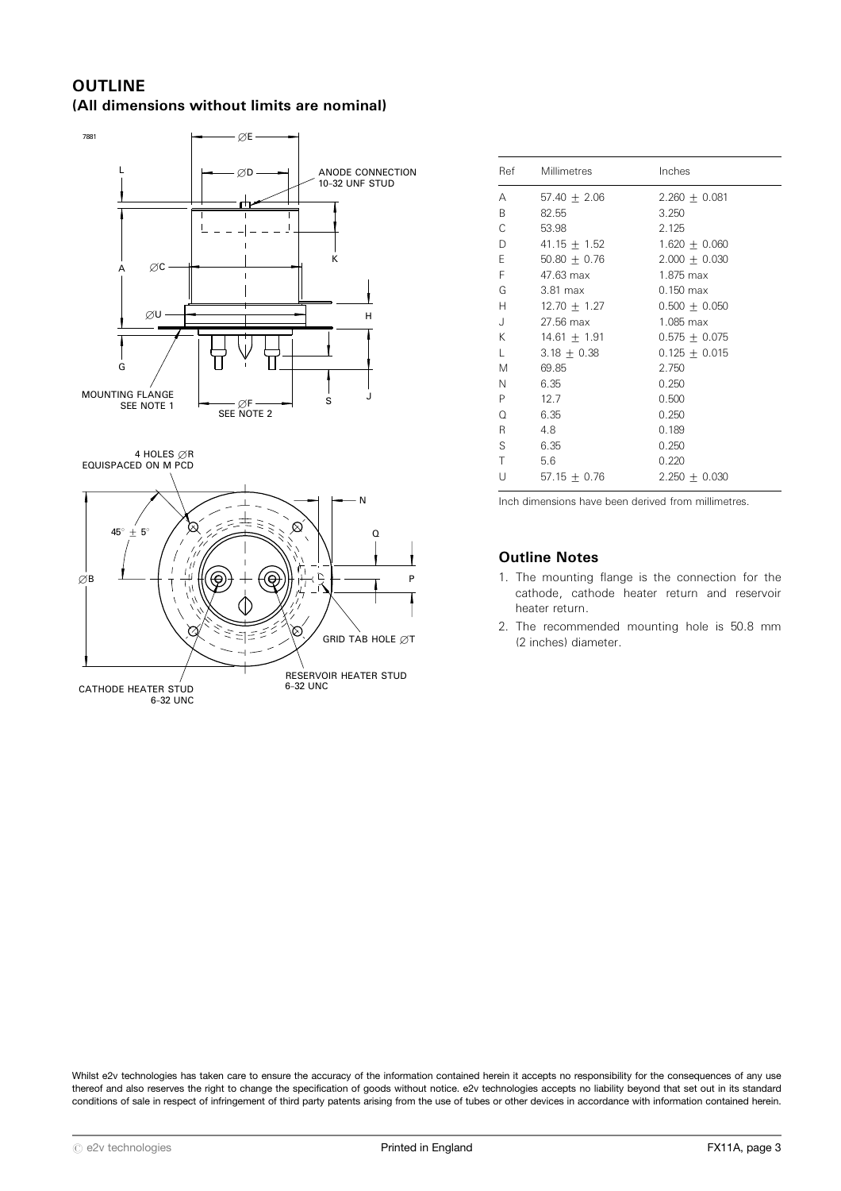## OUTLINE

**(All dimensions without limits are nominal)**

7881

ØE

ØD

L

ANODE CONNECTION
10-32 UNF STUD

K

A

ØC

H

ØU

G

MOUNTING FLANGE
SEE NOTE 1

ØF
SEE NOTE 2

S

J

4 HOLES ØR
EQUISPACED ON M PCD

N

45° ± 5°

Q

ØB

P

GRID TAB HOLE ØT

CATHODE HEATER STUD
6-32 UNC

RESERVOIR HEATER STUD
6-32 UNC

| Ref | Millimetres | Inches |
|---|---|---|
| A | 57.40 ± 2.06 | 2.260 ± 0.081 |
| B | 82.55 | 3.250 |
| C | 53.98 | 2.125 |
| D | 41.15 ± 1.52 | 1.620 ± 0.060 |
| E | 50.80 ± 0.76 | 2.000 ± 0.030 |
| F | 47.63 max | 1.875 max |
| G | 3.81 max | 0.150 max |
| H | 12.70 ± 1.27 | 0.500 ± 0.050 |
| J | 27.56 max | 1.085 max |
| K | 14.61 ± 1.91 | 0.575 ± 0.075 |
| L | 3.18 ± 0.38 | 0.125 ± 0.015 |
| M | 69.85 | 2.750 |
| N | 6.35 | 0.250 |
| P | 12.7 | 0.500 |
| Q | 6.35 | 0.250 |
| R | 4.8 | 0.189 |
| S | 6.35 | 0.250 |
| T | 5.6 | 0.220 |
| U | 57.15 ± 0.76 | 2.250 ± 0.030 |

Inch dimensions have been derived from millimetres.

### Outline Notes

1. The mounting flange is the connection for the cathode, cathode heater return and reservoir heater return.
2. The recommended mounting hole is 50.8 mm (2 inches) diameter.

Whilst e2v technologies has taken care to ensure the accuracy of the information contained herein it accepts no responsibility for the consequences of any use thereof and also reserves the right to change the specification of goods without notice. e2v technologies accepts no liability beyond that set out in its standard conditions of sale in respect of infringement of third party patents arising from the use of tubes or other devices in accordance with information contained herein.

© e2v technologies

Printed in England